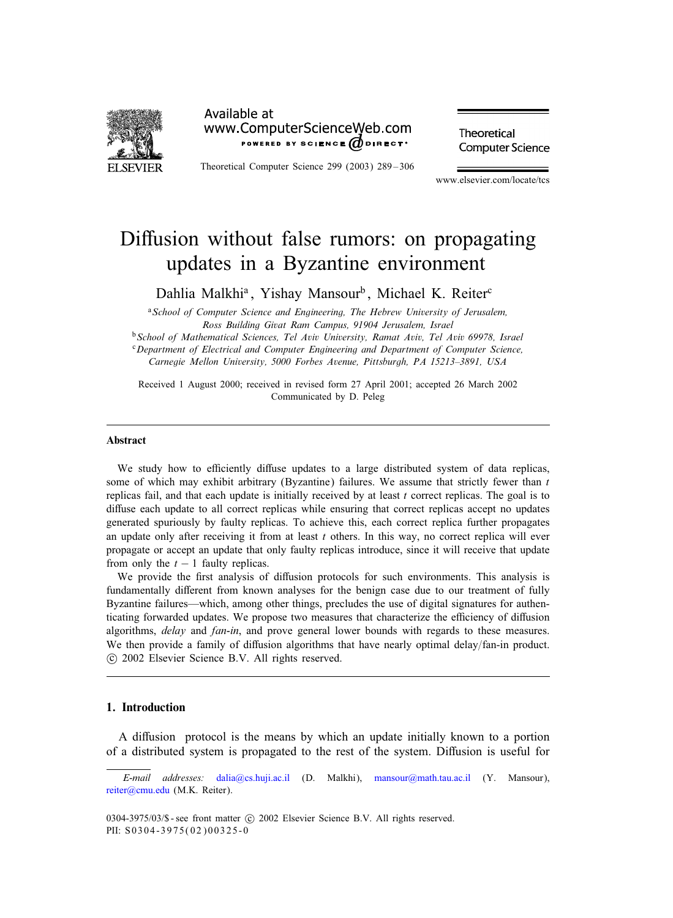# Diffusion without false rumors: on propagating updates in a Byzantine environment

Dahlia Malkhi[a], Yishay Mansour[b], Michael K. Reiter[c]

[a] School of Computer Science and Engineering, The Hebrew University of Jerusalem, Ross Building Givat Ram Campus, 91904 Jerusalem, Israel

[b] School of Mathematical Sciences, Tel Aviv University, Ramat Aviv, Tel Aviv 69978, Israel

[c] Department of Electrical and Computer Engineering and Department of Computer Science, Carnegie Mellon University, 5000 Forbes Avenue, Pittsburgh, PA 15213–3891, USA

Received 1 August 2000; received in revised form 27 April 2001; accepted 26 March 2002

Communicated by D. Peleg

## Abstract

We study how to efficiently diffuse updates to a large distributed system of data replicas, some of which may exhibit arbitrary (Byzantine) failures. We assume that strictly fewer than $t$ replicas fail, and that each update is initially received by at least $t$ correct replicas. The goal is to diffuse each update to all correct replicas while ensuring that correct replicas accept no updates generated spuriously by faulty replicas. To achieve this, each correct replica further propagates an update only after receiving it from at least $t$ others. In this way, no correct replica will ever propagate or accept an update that only faulty replicas introduce, since it will receive that update from only the $t-1$ faulty replicas.

We provide the first analysis of diffusion protocols for such environments. This analysis is fundamentally different from known analyses for the benign case due to our treatment of fully Byzantine failures—which, among other things, precludes the use of digital signatures for authenticating forwarded updates. We propose two measures that characterize the efficiency of diffusion algorithms, *delay* and *fan-in*, and prove general lower bounds with regards to these measures. We then provide a family of diffusion algorithms that have nearly optimal delay/fan-in product.

© 2002 Elsevier Science B.V. All rights reserved.

## 1. Introduction

A diffusion protocol is the means by which an update initially known to a portion of a distributed system is propagated to the rest of the system. Diffusion is useful for

E-mail addresses: dalia@cs.huji.ac.il (D. Malkhi), mansour@math.tau.ac.il (Y. Mansour), reiter@cmu.edu (M.K. Reiter).

0304-3975/03/$ - see front matter © 2002 Elsevier Science B.V. All rights reserved.

PII: S0304-3975(02)00325-0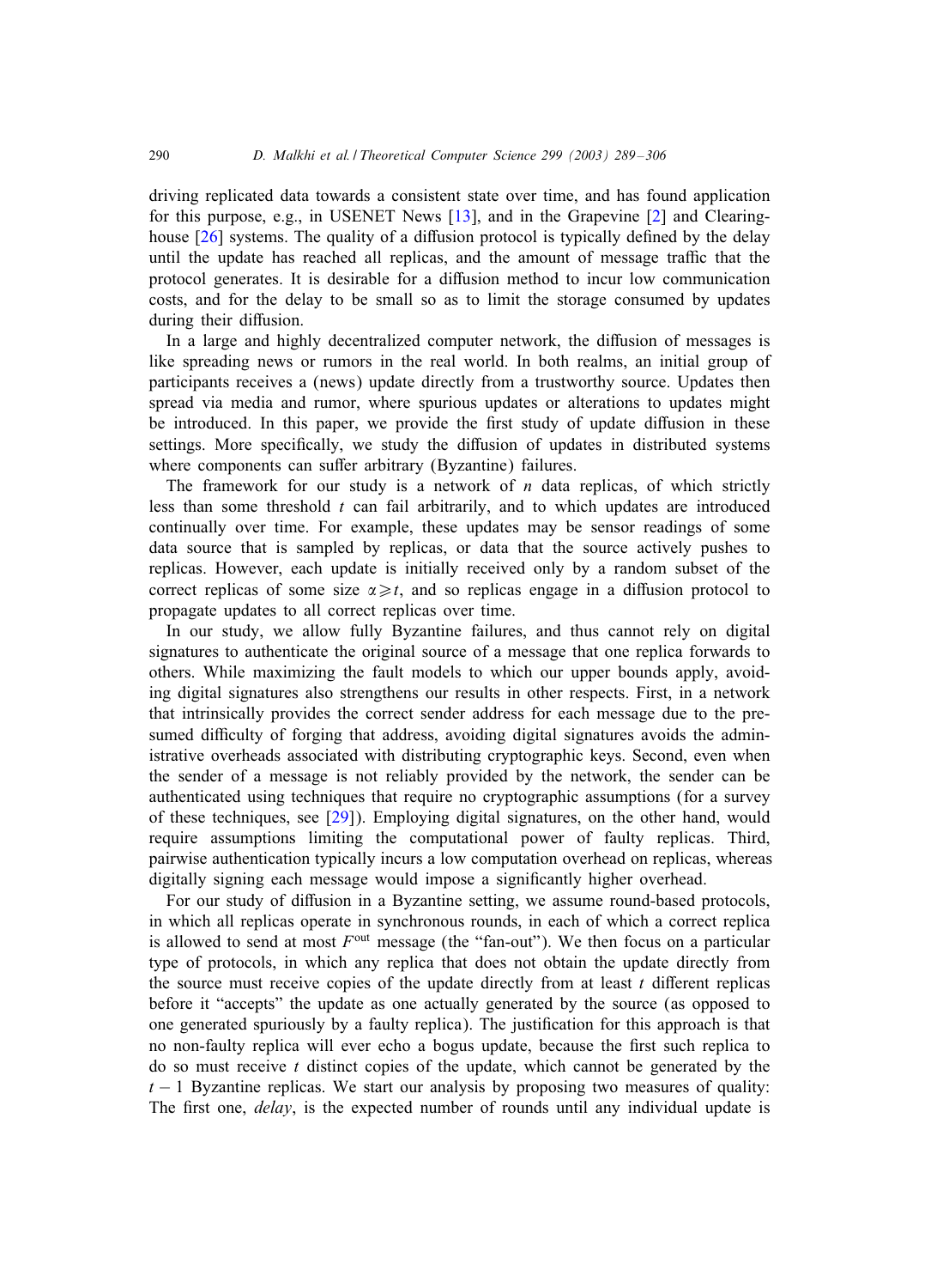driving replicated data towards a consistent state over time, and has found application for this purpose, e.g., in USENET News [13], and in the Grapevine [2] and Clearinghouse [26] systems. The quality of a diffusion protocol is typically defined by the delay until the update has reached all replicas, and the amount of message traffic that the protocol generates. It is desirable for a diffusion method to incur low communication costs, and for the delay to be small so as to limit the storage consumed by updates during their diffusion.

In a large and highly decentralized computer network, the diffusion of messages is like spreading news or rumors in the real world. In both realms, an initial group of participants receives a (news) update directly from a trustworthy source. Updates then spread via media and rumor, where spurious updates or alterations to updates might be introduced. In this paper, we provide the first study of update diffusion in these settings. More specifically, we study the diffusion of updates in distributed systems where components can suffer arbitrary (Byzantine) failures.

The framework for our study is a network of $n$ data replicas, of which strictly less than some threshold $t$ can fail arbitrarily, and to which updates are introduced continually over time. For example, these updates may be sensor readings of some data source that is sampled by replicas, or data that the source actively pushes to replicas. However, each update is initially received only by a random subset of the correct replicas of some size $\alpha \geqslant t$, and so replicas engage in a diffusion protocol to propagate updates to all correct replicas over time.

In our study, we allow fully Byzantine failures, and thus cannot rely on digital signatures to authenticate the original source of a message that one replica forwards to others. While maximizing the fault models to which our upper bounds apply, avoiding digital signatures also strengthens our results in other respects. First, in a network that intrinsically provides the correct sender address for each message due to the presumed difficulty of forging that address, avoiding digital signatures avoids the administrative overheads associated with distributing cryptographic keys. Second, even when the sender of a message is not reliably provided by the network, the sender can be authenticated using techniques that require no cryptographic assumptions (for a survey of these techniques, see [29]). Employing digital signatures, on the other hand, would require assumptions limiting the computational power of faulty replicas. Third, pairwise authentication typically incurs a low computation overhead on replicas, whereas digitally signing each message would impose a significantly higher overhead.

For our study of diffusion in a Byzantine setting, we assume round-based protocols, in which all replicas operate in synchronous rounds, in each of which a correct replica is allowed to send at most $F^{\text{out}}$ message (the "fan-out"). We then focus on a particular type of protocols, in which any replica that does not obtain the update directly from the source must receive copies of the update directly from at least $t$ different replicas before it "accepts" the update as one actually generated by the source (as opposed to one generated spuriously by a faulty replica). The justification for this approach is that no non-faulty replica will ever echo a bogus update, because the first such replica to do so must receive $t$ distinct copies of the update, which cannot be generated by the $t-1$ Byzantine replicas. We start our analysis by proposing two measures of quality: The first one, *delay*, is the expected number of rounds until any individual update is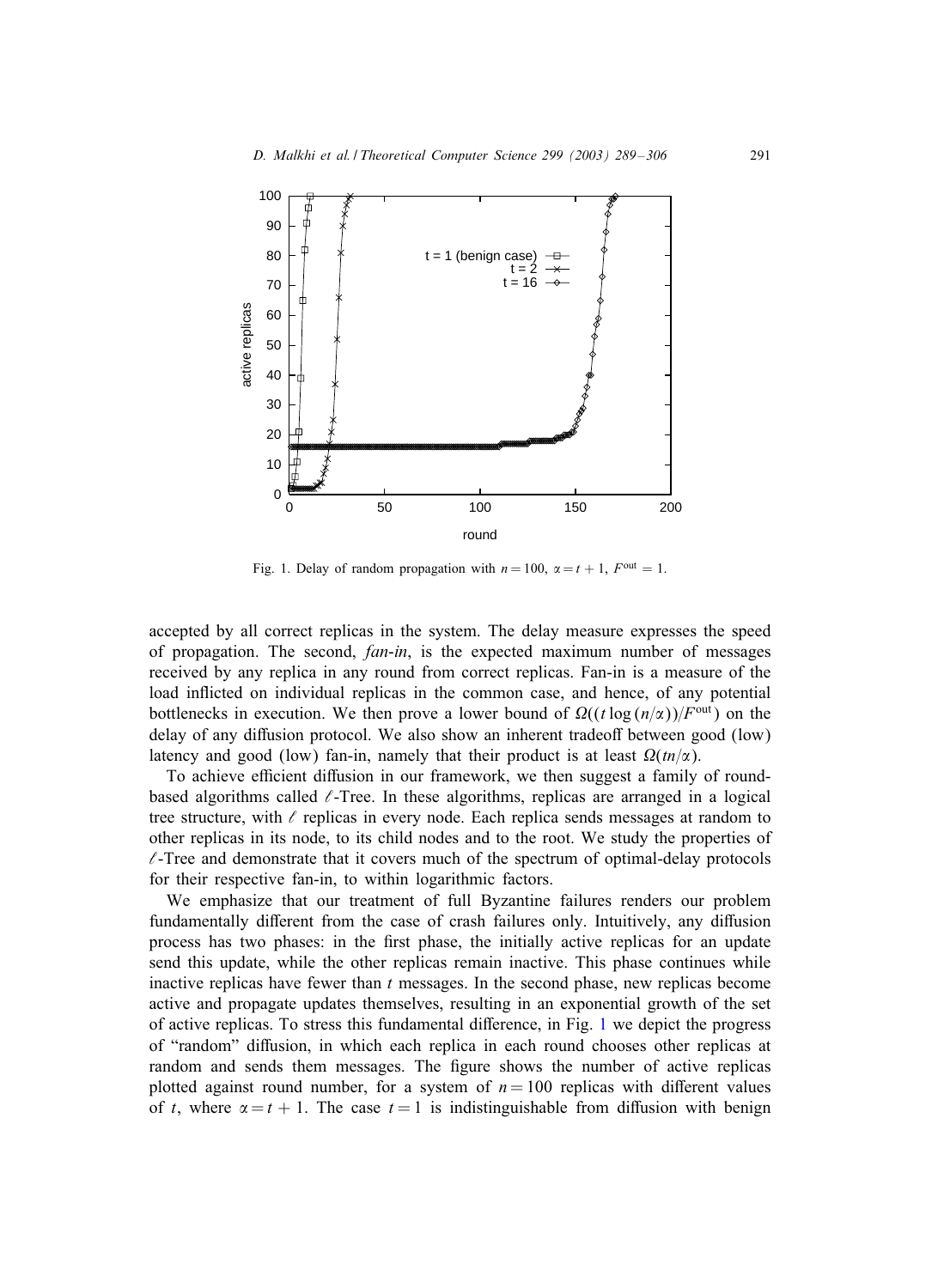Fig. 1. Delay of random propagation with $n = 100$, $\alpha = t + 1$, $F^{\text{out}} = 1$.

accepted by all correct replicas in the system. The delay measure expresses the speed of propagation. The second, *fan-in*, is the expected maximum number of messages received by any replica in any round from correct replicas. Fan-in is a measure of the load inflicted on individual replicas in the common case, and hence, of any potential bottlenecks in execution. We then prove a lower bound of $\Omega((t \log(n/\alpha))/F^{\text{out}})$ on the delay of any diffusion protocol. We also show an inherent tradeoff between good (low) latency and good (low) fan-in, namely that their product is at least $\Omega(tn/\alpha)$.

To achieve efficient diffusion in our framework, we then suggest a family of round-based algorithms called $\ell$-Tree. In these algorithms, replicas are arranged in a logical tree structure, with $\ell$ replicas in every node. Each replica sends messages at random to other replicas in its node, to its child nodes and to the root. We study the properties of $\ell$-Tree and demonstrate that it covers much of the spectrum of optimal-delay protocols for their respective fan-in, to within logarithmic factors.

We emphasize that our treatment of full Byzantine failures renders our problem fundamentally different from the case of crash failures only. Intuitively, any diffusion process has two phases: in the first phase, the initially active replicas for an update send this update, while the other replicas remain inactive. This phase continues while inactive replicas have fewer than $t$ messages. In the second phase, new replicas become active and propagate updates themselves, resulting in an exponential growth of the set of active replicas. To stress this fundamental difference, in Fig. 1 we depict the progress of "random" diffusion, in which each replica in each round chooses other replicas at random and sends them messages. The figure shows the number of active replicas plotted against round number, for a system of $n = 100$ replicas with different values of $t$, where $\alpha = t + 1$. The case $t = 1$ is indistinguishable from diffusion with benign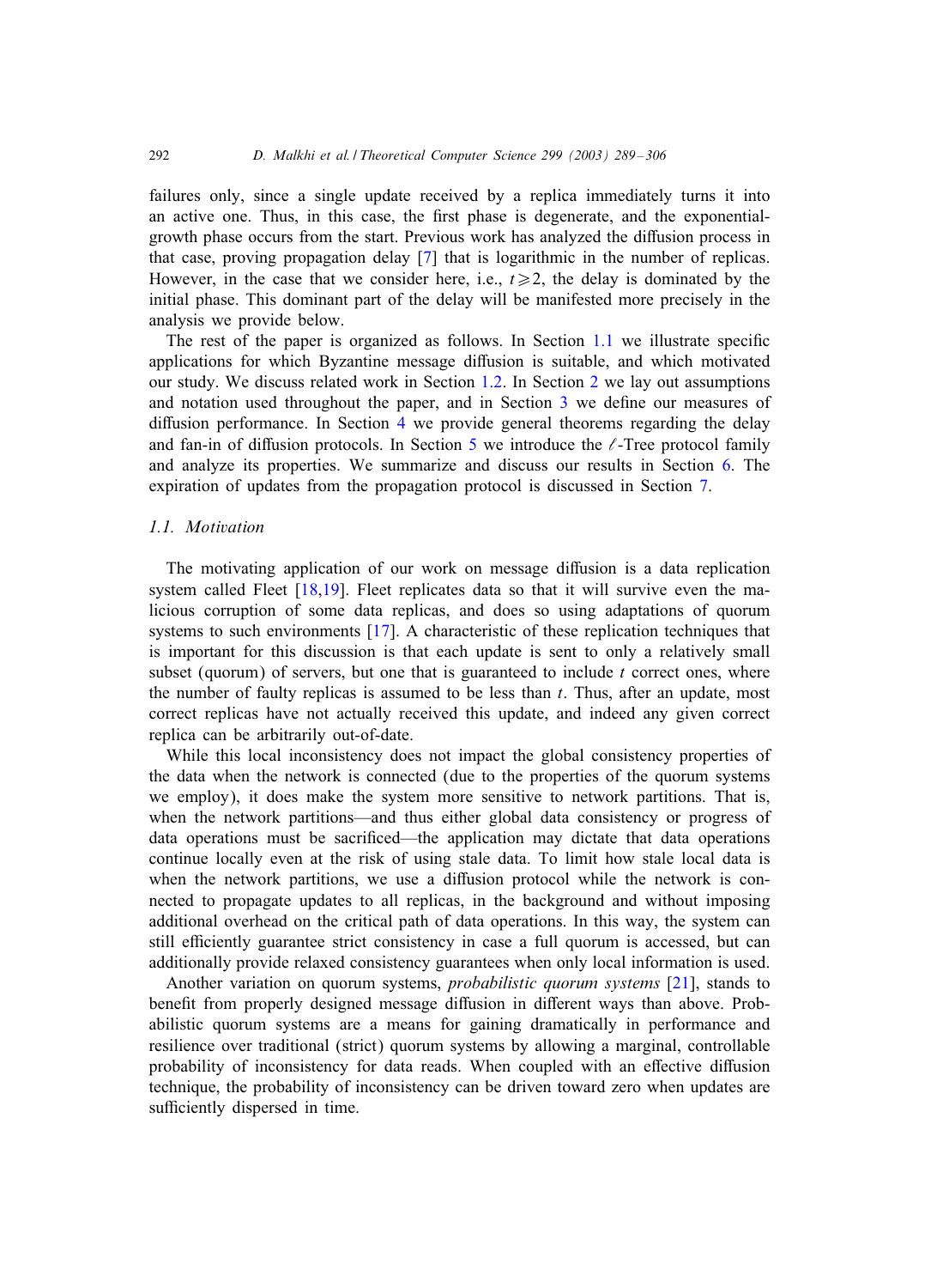failures only, since a single update received by a replica immediately turns it into an active one. Thus, in this case, the first phase is degenerate, and the exponential-growth phase occurs from the start. Previous work has analyzed the diffusion process in that case, proving propagation delay [7] that is logarithmic in the number of replicas. However, in the case that we consider here, i.e., $t \geqslant 2$, the delay is dominated by the initial phase. This dominant part of the delay will be manifested more precisely in the analysis we provide below.

The rest of the paper is organized as follows. In Section 1.1 we illustrate specific applications for which Byzantine message diffusion is suitable, and which motivated our study. We discuss related work in Section 1.2. In Section 2 we lay out assumptions and notation used throughout the paper, and in Section 3 we define our measures of diffusion performance. In Section 4 we provide general theorems regarding the delay and fan-in of diffusion protocols. In Section 5 we introduce the $\ell$-Tree protocol family and analyze its properties. We summarize and discuss our results in Section 6. The expiration of updates from the propagation protocol is discussed in Section 7.

### 1.1. Motivation

The motivating application of our work on message diffusion is a data replication system called Fleet [18,19]. Fleet replicates data so that it will survive even the malicious corruption of some data replicas, and does so using adaptations of quorum systems to such environments [17]. A characteristic of these replication techniques that is important for this discussion is that each update is sent to only a relatively small subset (quorum) of servers, but one that is guaranteed to include $t$ correct ones, where the number of faulty replicas is assumed to be less than $t$. Thus, after an update, most correct replicas have not actually received this update, and indeed any given correct replica can be arbitrarily out-of-date.

While this local inconsistency does not impact the global consistency properties of the data when the network is connected (due to the properties of the quorum systems we employ), it does make the system more sensitive to network partitions. That is, when the network partitions—and thus either global data consistency or progress of data operations must be sacrificed—the application may dictate that data operations continue locally even at the risk of using stale data. To limit how stale local data is when the network partitions, we use a diffusion protocol while the network is connected to propagate updates to all replicas, in the background and without imposing additional overhead on the critical path of data operations. In this way, the system can still efficiently guarantee strict consistency in case a full quorum is accessed, but can additionally provide relaxed consistency guarantees when only local information is used.

Another variation on quorum systems, *probabilistic quorum systems* [21], stands to benefit from properly designed message diffusion in different ways than above. Probabilistic quorum systems are a means for gaining dramatically in performance and resilience over traditional (strict) quorum systems by allowing a marginal, controllable probability of inconsistency for data reads. When coupled with an effective diffusion technique, the probability of inconsistency can be driven toward zero when updates are sufficiently dispersed in time.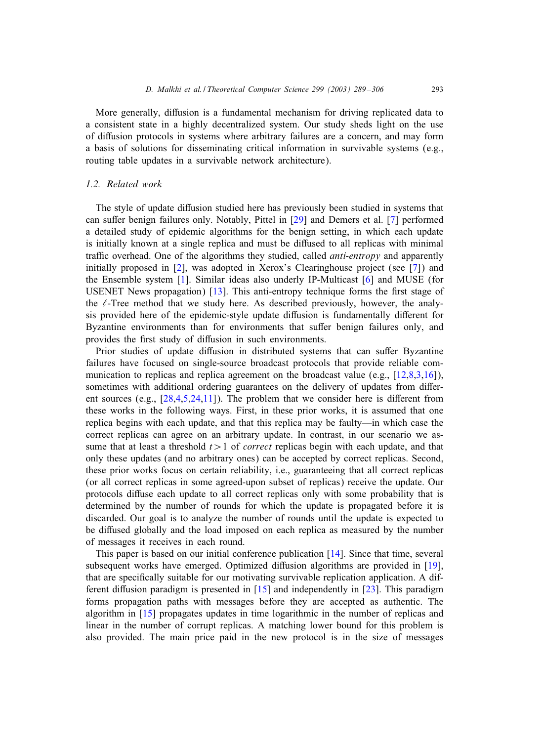More generally, diffusion is a fundamental mechanism for driving replicated data to a consistent state in a highly decentralized system. Our study sheds light on the use of diffusion protocols in systems where arbitrary failures are a concern, and may form a basis of solutions for disseminating critical information in survivable systems (e.g., routing table updates in a survivable network architecture).

### 1.2. Related work

The style of update diffusion studied here has previously been studied in systems that can suffer benign failures only. Notably, Pittel in [29] and Demers et al. [7] performed a detailed study of epidemic algorithms for the benign setting, in which each update is initially known at a single replica and must be diffused to all replicas with minimal traffic overhead. One of the algorithms they studied, called *anti-entropy* and apparently initially proposed in [2], was adopted in Xerox's Clearinghouse project (see [7]) and the Ensemble system [1]. Similar ideas also underly IP-Multicast [6] and MUSE (for USENET News propagation) [13]. This anti-entropy technique forms the first stage of the $\ell$-Tree method that we study here. As described previously, however, the analysis provided here of the epidemic-style update diffusion is fundamentally different for Byzantine environments than for environments that suffer benign failures only, and provides the first study of diffusion in such environments.

Prior studies of update diffusion in distributed systems that can suffer Byzantine failures have focused on single-source broadcast protocols that provide reliable communication to replicas and replica agreement on the broadcast value (e.g., [12,8,3,16]), sometimes with additional ordering guarantees on the delivery of updates from different sources (e.g., [28,4,5,24,11]). The problem that we consider here is different from these works in the following ways. First, in these prior works, it is assumed that one replica begins with each update, and that this replica may be faulty—in which case the correct replicas can agree on an arbitrary update. In contrast, in our scenario we assume that at least a threshold $t>1$ of *correct* replicas begin with each update, and that only these updates (and no arbitrary ones) can be accepted by correct replicas. Second, these prior works focus on certain reliability, i.e., guaranteeing that all correct replicas (or all correct replicas in some agreed-upon subset of replicas) receive the update. Our protocols diffuse each update to all correct replicas only with some probability that is determined by the number of rounds for which the update is propagated before it is discarded. Our goal is to analyze the number of rounds until the update is expected to be diffused globally and the load imposed on each replica as measured by the number of messages it receives in each round.

This paper is based on our initial conference publication [14]. Since that time, several subsequent works have emerged. Optimized diffusion algorithms are provided in [19], that are specifically suitable for our motivating survivable replication application. A different diffusion paradigm is presented in [15] and independently in [23]. This paradigm forms propagation paths with messages before they are accepted as authentic. The algorithm in [15] propagates updates in time logarithmic in the number of replicas and linear in the number of corrupt replicas. A matching lower bound for this problem is also provided. The main price paid in the new protocol is in the size of messages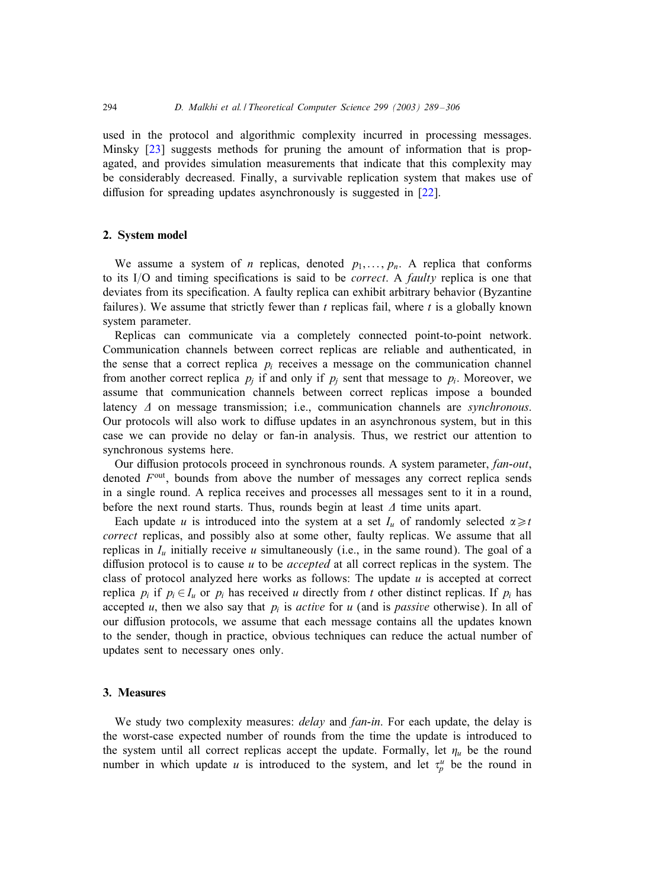used in the protocol and algorithmic complexity incurred in processing messages. Minsky [23] suggests methods for pruning the amount of information that is propagated, and provides simulation measurements that indicate that this complexity may be considerably decreased. Finally, a survivable replication system that makes use of diffusion for spreading updates asynchronously is suggested in [22].

## 2. System model

We assume a system of $n$ replicas, denoted $p_1, \ldots, p_n$. A replica that conforms to its I/O and timing specifications is said to be *correct*. A *faulty* replica is one that deviates from its specification. A faulty replica can exhibit arbitrary behavior (Byzantine failures). We assume that strictly fewer than $t$ replicas fail, where $t$ is a globally known system parameter.

Replicas can communicate via a completely connected point-to-point network. Communication channels between correct replicas are reliable and authenticated, in the sense that a correct replica $p_i$ receives a message on the communication channel from another correct replica $p_j$ if and only if $p_j$ sent that message to $p_i$. Moreover, we assume that communication channels between correct replicas impose a bounded latency $\Delta$ on message transmission; i.e., communication channels are *synchronous*. Our protocols will also work to diffuse updates in an asynchronous system, but in this case we can provide no delay or fan-in analysis. Thus, we restrict our attention to synchronous systems here.

Our diffusion protocols proceed in synchronous rounds. A system parameter, *fan-out*, denoted $F^{\text{out}}$, bounds from above the number of messages any correct replica sends in a single round. A replica receives and processes all messages sent to it in a round, before the next round starts. Thus, rounds begin at least $\Delta$ time units apart.

Each update $u$ is introduced into the system at a set $I_u$ of randomly selected $\alpha \geqslant t$ *correct* replicas, and possibly also at some other, faulty replicas. We assume that all replicas in $I_u$ initially receive $u$ simultaneously (i.e., in the same round). The goal of a diffusion protocol is to cause $u$ to be *accepted* at all correct replicas in the system. The class of protocol analyzed here works as follows: The update $u$ is accepted at correct replica $p_i$ if $p_i \in I_u$ or $p_i$ has received $u$ directly from $t$ other distinct replicas. If $p_i$ has accepted $u$, then we also say that $p_i$ is *active* for $u$ (and is *passive* otherwise). In all of our diffusion protocols, we assume that each message contains all the updates known to the sender, though in practice, obvious techniques can reduce the actual number of updates sent to necessary ones only.

## 3. Measures

We study two complexity measures: *delay* and *fan-in*. For each update, the delay is the worst-case expected number of rounds from the time the update is introduced to the system until all correct replicas accept the update. Formally, let $\eta_u$ be the round number in which update $u$ is introduced to the system, and let $\tau_p^u$ be the round in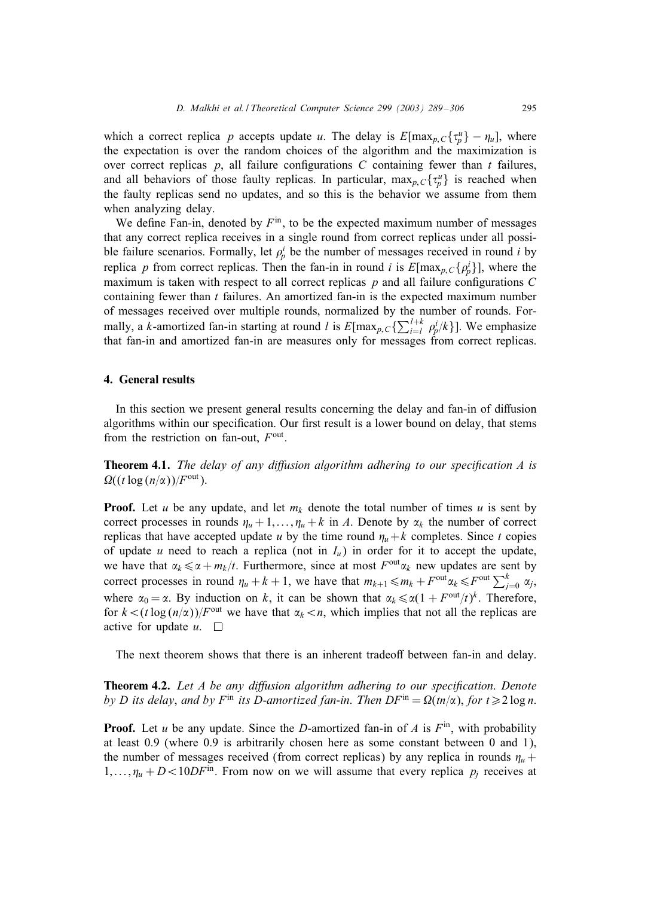which a correct replica $p$ accepts update $u$. The delay is $E[\max_{p,C}\{\tau_p^u\} - \eta_u]$, where the expectation is over the random choices of the algorithm and the maximization is over correct replicas $p$, all failure configurations $C$ containing fewer than $t$ failures, and all behaviors of those faulty replicas. In particular, $\max_{p,C}\{\tau_p^u\}$ is reached when the faulty replicas send no updates, and so this is the behavior we assume from them when analyzing delay.

We define Fan-in, denoted by $F^{\text{in}}$, to be the expected maximum number of messages that any correct replica receives in a single round from correct replicas under all possible failure scenarios. Formally, let $\rho_p^i$ be the number of messages received in round $i$ by replica $p$ from correct replicas. Then the fan-in in round $i$ is $E[\max_{p,C}\{\rho_p^i\}]$, where the maximum is taken with respect to all correct replicas $p$ and all failure configurations $C$ containing fewer than $t$ failures. An amortized fan-in is the expected maximum number of messages received over multiple rounds, normalized by the number of rounds. Formally, a $k$-amortized fan-in starting at round $l$ is $E[\max_{p,C}\{\sum_{i=l}^{l+k} \rho_p^i/k\}]$. We emphasize that fan-in and amortized fan-in are measures only for messages from correct replicas.

## 4. General results

In this section we present general results concerning the delay and fan-in of diffusion algorithms within our specification. Our first result is a lower bound on delay, that stems from the restriction on fan-out, $F^{\text{out}}$.

**Theorem 4.1.** *The delay of any diffusion algorithm adhering to our specification A is* $\Omega((t\log(n/\alpha))/F^{\text{out}})$.

**Proof.** Let $u$ be any update, and let $m_k$ denote the total number of times $u$ is sent by correct processes in rounds $\eta_u+1,\ldots,\eta_u+k$ in $A$. Denote by $\alpha_k$ the number of correct replicas that have accepted update $u$ by the time round $\eta_u+k$ completes. Since $t$ copies of update $u$ need to reach a replica (not in $I_u$) in order for it to accept the update, we have that $\alpha_k \leqslant \alpha + m_k/t$. Furthermore, since at most $F^{\text{out}}\alpha_k$ new updates are sent by correct processes in round $\eta_u+k+1$, we have that $m_{k+1} \leqslant m_k + F^{\text{out}}\alpha_k \leqslant F^{\text{out}}\sum_{j=0}^{k}\alpha_j$, where $\alpha_0=\alpha$. By induction on $k$, it can be shown that $\alpha_k \leqslant \alpha(1+F^{\text{out}}/t)^k$. Therefore, for $k<(t\log(n/\alpha))/F^{\text{out}}$ we have that $\alpha_k<n$, which implies that not all the replicas are active for update $u$. $\square$

The next theorem shows that there is an inherent tradeoff between fan-in and delay.

**Theorem 4.2.** *Let A be any diffusion algorithm adhering to our specification. Denote by D its delay, and by $F^{\text{in}}$ its D-amortized fan-in. Then $DF^{\text{in}} = \Omega(tn/\alpha)$, for $t \geqslant 2\log n$.*

**Proof.** Let $u$ be any update. Since the $D$-amortized fan-in of $A$ is $F^{\text{in}}$, with probability at least 0.9 (where 0.9 is arbitrarily chosen here as some constant between 0 and 1), the number of messages received (from correct replicas) by any replica in rounds $\eta_u+1,\ldots,\eta_u+D<10DF^{\text{in}}$. From now on we will assume that every replica $p_j$ receives at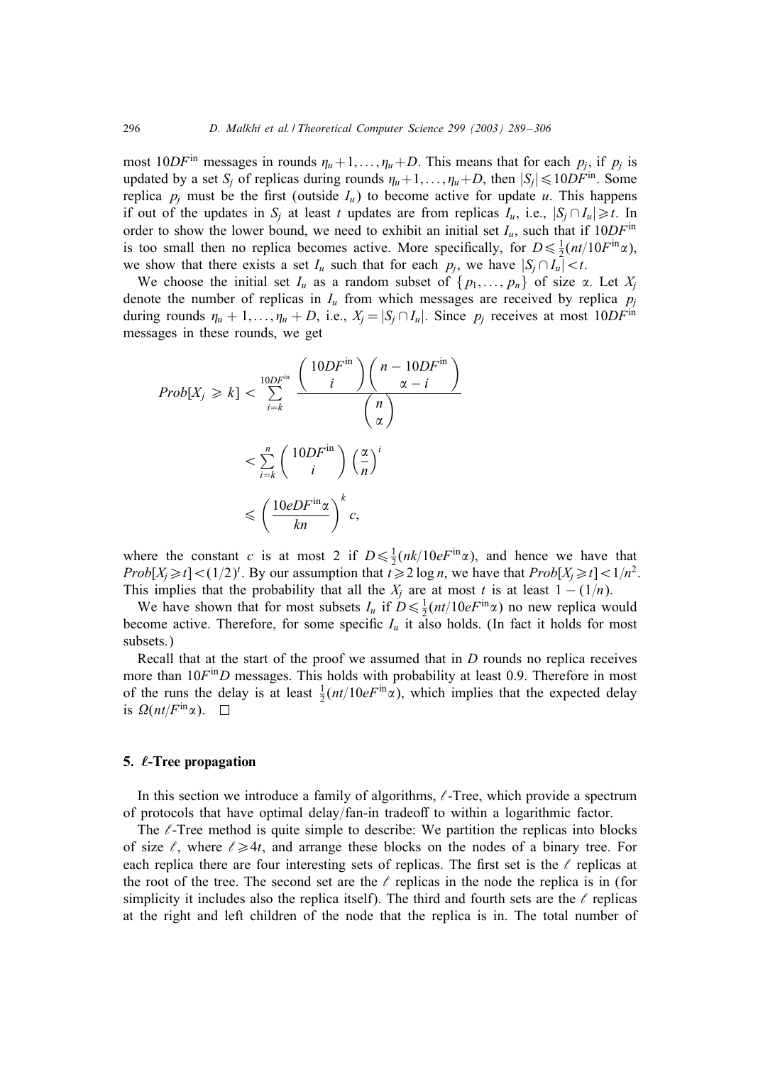most $10DF^{in}$ messages in rounds $\eta_u+1,\ldots,\eta_u+D$. This means that for each $p_j$, if $p_j$ is updated by a set $S_j$ of replicas during rounds $\eta_u+1,\ldots,\eta_u+D$, then $|S_j| \leqslant 10DF^{in}$. Some replica $p_j$ must be the first (outside $I_u$) to become active for update $u$. This happens if out of the updates in $S_j$ at least $t$ updates are from replicas $I_u$, i.e., $|S_j \cap I_u| \geqslant t$. In order to show the lower bound, we need to exhibit an initial set $I_u$, such that if $10DF^{in}$ is too small then no replica becomes active. More specifically, for $D \leqslant \frac{1}{2}(nt/10F^{in}\alpha)$, we show that there exists a set $I_u$ such that for each $p_j$, we have $|S_j \cap I_u| < t$.

We choose the initial set $I_u$ as a random subset of $\{p_1,\ldots,p_n\}$ of size $\alpha$. Let $X_j$ denote the number of replicas in $I_u$ from which messages are received by replica $p_j$ during rounds $\eta_u+1,\ldots,\eta_u+D$, i.e., $X_j = |S_j \cap I_u|$. Since $p_j$ receives at most $10DF^{in}$ messages in these rounds, we get

$$
\begin{aligned}
Prob[X_j \geqslant k] &< \sum_{i=k}^{10DF^{in}} \frac{\binom{10DF^{in}}{i}\binom{n-10DF^{in}}{\alpha-i}}{\binom{n}{\alpha}} \\
&< \sum_{i=k}^{n} \binom{10DF^{in}}{i}\left(\frac{\alpha}{n}\right)^i \\
&\leqslant \left(\frac{10eDF^{in}\alpha}{kn}\right)^k c,
\end{aligned}
$$

where the constant $c$ is at most 2 if $D \leqslant \frac{1}{2}(nk/10eF^{in}\alpha)$, and hence we have that $Prob[X_j \geqslant t] < (1/2)^t$. By our assumption that $t \geqslant 2\log n$, we have that $Prob[X_j \geqslant t] < 1/n^2$. This implies that the probability that all the $X_j$ are at most $t$ is at least $1-(1/n)$.

We have shown that for most subsets $I_u$ if $D \leqslant \frac{1}{2}(nt/10eF^{in}\alpha)$ no new replica would become active. Therefore, for some specific $I_u$ it also holds. (In fact it holds for most subsets.)

Recall that at the start of the proof we assumed that in $D$ rounds no replica receives more than $10F^{in}D$ messages. This holds with probability at least 0.9. Therefore in most of the runs the delay is at least $\frac{1}{2}(nt/10eF^{in}\alpha)$, which implies that the expected delay is $\Omega(nt/F^{in}\alpha)$. □

## 5. $\ell$-Tree propagation

In this section we introduce a family of algorithms, $\ell$-Tree, which provide a spectrum of protocols that have optimal delay/fan-in tradeoff to within a logarithmic factor.

The $\ell$-Tree method is quite simple to describe: We partition the replicas into blocks of size $\ell$, where $\ell \geqslant 4t$, and arrange these blocks on the nodes of a binary tree. For each replica there are four interesting sets of replicas. The first set is the $\ell$ replicas at the root of the tree. The second set are the $\ell$ replicas in the node the replica is in (for simplicity it includes also the replica itself). The third and fourth sets are the $\ell$ replicas at the right and left children of the node that the replica is in. The total number of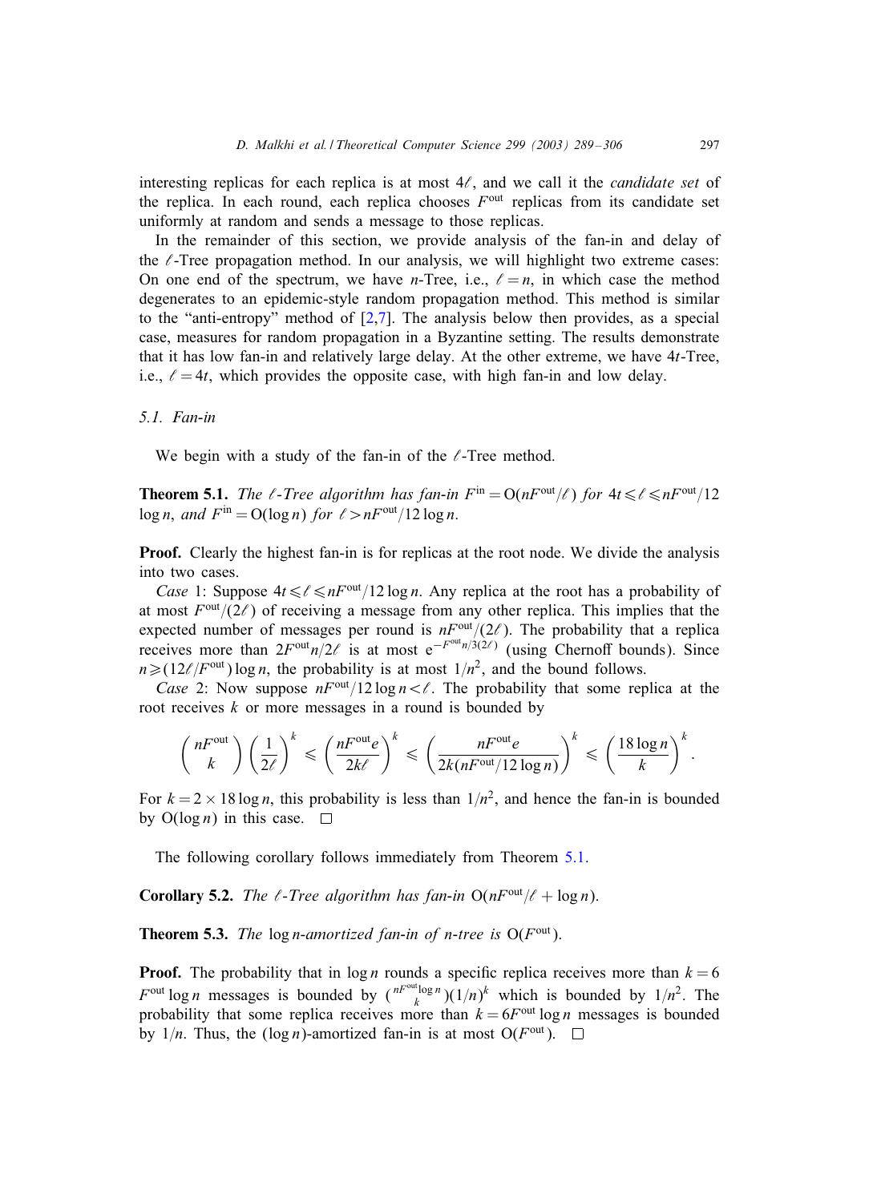interesting replicas for each replica is at most $4\ell$, and we call it the *candidate set* of the replica. In each round, each replica chooses $F^{\text{out}}$ replicas from its candidate set uniformly at random and sends a message to those replicas.

In the remainder of this section, we provide analysis of the fan-in and delay of the $\ell$-Tree propagation method. In our analysis, we will highlight two extreme cases: On one end of the spectrum, we have $n$-Tree, i.e., $\ell = n$, in which case the method degenerates to an epidemic-style random propagation method. This method is similar to the "anti-entropy" method of [2,7]. The analysis below then provides, as a special case, measures for random propagation in a Byzantine setting. The results demonstrate that it has low fan-in and relatively large delay. At the other extreme, we have $4t$-Tree, i.e., $\ell = 4t$, which provides the opposite case, with high fan-in and low delay.

### 5.1. Fan-in

We begin with a study of the fan-in of the $\ell$-Tree method.

**Theorem 5.1.** *The $\ell$-Tree algorithm has fan-in $F^{\text{in}} = O(nF^{\text{out}}/\ell)$ for $4t \leqslant \ell \leqslant nF^{\text{out}}/12 \log n$, and $F^{\text{in}} = O(\log n)$ for $\ell > nF^{\text{out}}/12 \log n$.*

**Proof.** Clearly the highest fan-in is for replicas at the root node. We divide the analysis into two cases.

*Case* 1: Suppose $4t \leqslant \ell \leqslant nF^{\text{out}}/12 \log n$. Any replica at the root has a probability of at most $F^{\text{out}}/(2\ell)$ of receiving a message from any other replica. This implies that the expected number of messages per round is $nF^{\text{out}}/(2\ell)$. The probability that a replica receives more than $2F^{\text{out}}n/2\ell$ is at most $e^{-F^{\text{out}}n/3(2\ell)}$ (using Chernoff bounds). Since $n \geqslant (12\ell/F^{\text{out}}) \log n$, the probability is at most $1/n^2$, and the bound follows.

*Case* 2: Now suppose $nF^{\text{out}}/12 \log n < \ell$. The probability that some replica at the root receives $k$ or more messages in a round is bounded by

$$\binom{nF^{\text{out}}}{k} \left(\frac{1}{2\ell}\right)^k \leqslant \left(\frac{nF^{\text{out}}e}{2k\ell}\right)^k \leqslant \left(\frac{nF^{\text{out}}e}{2k(nF^{\text{out}}/12 \log n)}\right)^k \leqslant \left(\frac{18 \log n}{k}\right)^k.$$

For $k = 2 \times 18 \log n$, this probability is less than $1/n^2$, and hence the fan-in is bounded by $O(\log n)$ in this case. $\square$

The following corollary follows immediately from Theorem 5.1.

**Corollary 5.2.** *The $\ell$-Tree algorithm has fan-in $O(nF^{\text{out}}/\ell + \log n)$.*

**Theorem 5.3.** *The $\log n$-amortized fan-in of $n$-tree is $O(F^{\text{out}})$.*

**Proof.** The probability that in $\log n$ rounds a specific replica receives more than $k = 6 F^{\text{out}} \log n$ messages is bounded by $\binom{nF^{\text{out}}\log n}{k}(1/n)^k$ which is bounded by $1/n^2$. The probability that some replica receives more than $k = 6F^{\text{out}} \log n$ messages is bounded by $1/n$. Thus, the $(\log n)$-amortized fan-in is at most $O(F^{\text{out}})$. $\square$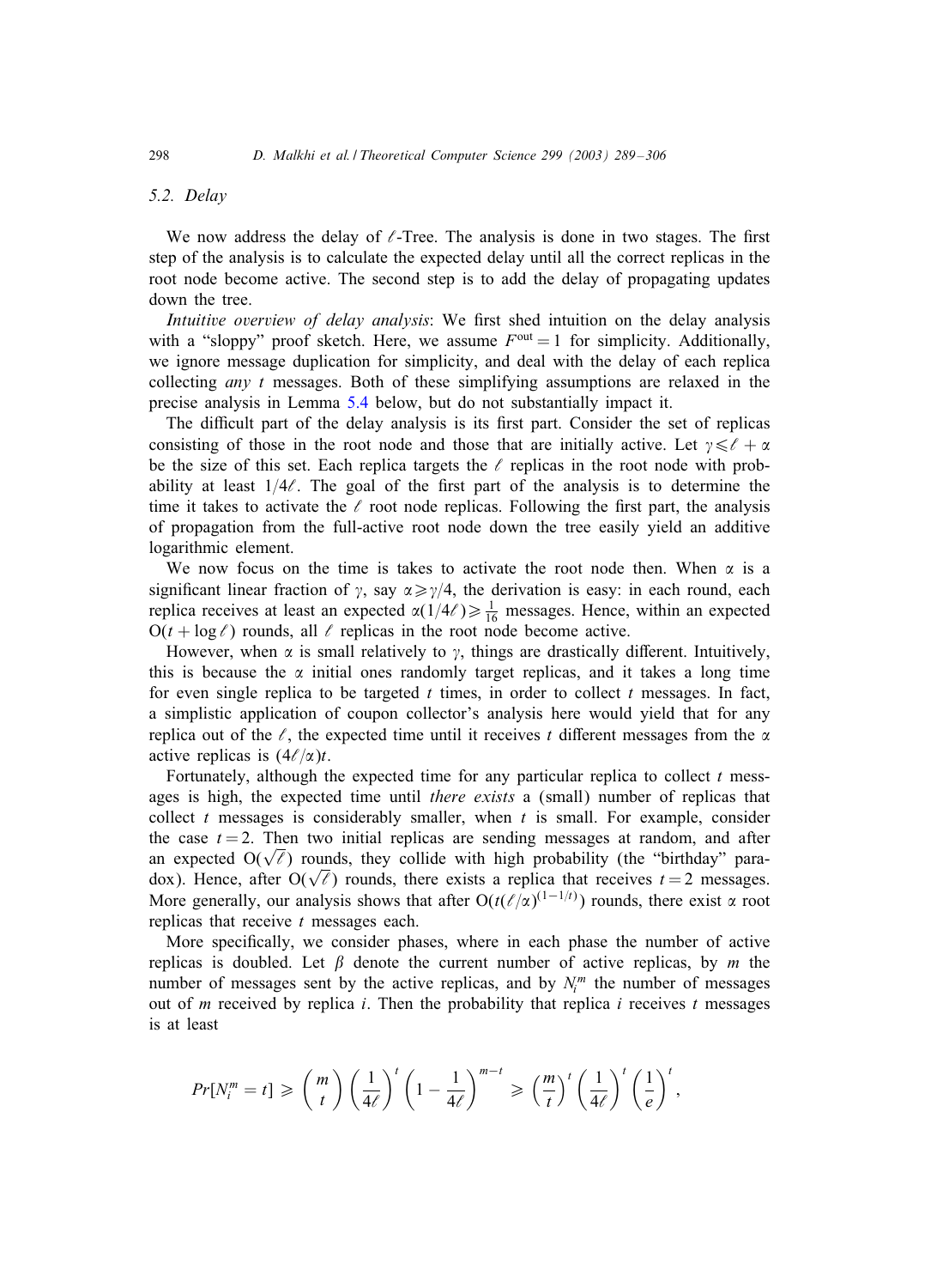### 5.2. Delay

We now address the delay of $\ell$-Tree. The analysis is done in two stages. The first step of the analysis is to calculate the expected delay until all the correct replicas in the root node become active. The second step is to add the delay of propagating updates down the tree.

*Intuitive overview of delay analysis*: We first shed intuition on the delay analysis with a "sloppy" proof sketch. Here, we assume $F^{\text{out}} = 1$ for simplicity. Additionally, we ignore message duplication for simplicity, and deal with the delay of each replica collecting *any* $t$ messages. Both of these simplifying assumptions are relaxed in the precise analysis in Lemma 5.4 below, but do not substantially impact it.

The difficult part of the delay analysis is its first part. Consider the set of replicas consisting of those in the root node and those that are initially active. Let $\gamma \leqslant \ell + \alpha$ be the size of this set. Each replica targets the $\ell$ replicas in the root node with probability at least $1/4\ell$. The goal of the first part of the analysis is to determine the time it takes to activate the $\ell$ root node replicas. Following the first part, the analysis of propagation from the full-active root node down the tree easily yield an additive logarithmic element.

We now focus on the time is takes to activate the root node then. When $\alpha$ is a significant linear fraction of $\gamma$, say $\alpha \geqslant \gamma/4$, the derivation is easy: in each round, each replica receives at least an expected $\alpha(1/4\ell) \geqslant \frac{1}{16}$ messages. Hence, within an expected $O(t + \log \ell)$ rounds, all $\ell$ replicas in the root node become active.

However, when $\alpha$ is small relatively to $\gamma$, things are drastically different. Intuitively, this is because the $\alpha$ initial ones randomly target replicas, and it takes a long time for even single replica to be targeted $t$ times, in order to collect $t$ messages. In fact, a simplistic application of coupon collector's analysis here would yield that for any replica out of the $\ell$, the expected time until it receives $t$ different messages from the $\alpha$ active replicas is $(4\ell/\alpha)t$.

Fortunately, although the expected time for any particular replica to collect $t$ messages is high, the expected time until *there exists* a (small) number of replicas that collect $t$ messages is considerably smaller, when $t$ is small. For example, consider the case $t = 2$. Then two initial replicas are sending messages at random, and after an expected $O(\sqrt{\ell})$ rounds, they collide with high probability (the "birthday" paradox). Hence, after $O(\sqrt{\ell})$ rounds, there exists a replica that receives $t = 2$ messages. More generally, our analysis shows that after $O(t(\ell/\alpha)^{(1-1/t)})$ rounds, there exist $\alpha$ root replicas that receive $t$ messages each.

More specifically, we consider phases, where in each phase the number of active replicas is doubled. Let $\beta$ denote the current number of active replicas, by $m$ the number of messages sent by the active replicas, and by $N_i^m$ the number of messages out of $m$ received by replica $i$. Then the probability that replica $i$ receives $t$ messages is at least

$$Pr[N_i^m = t] \geqslant \binom{m}{t} \left(\frac{1}{4\ell}\right)^t \left(1 - \frac{1}{4\ell}\right)^{m-t} \geqslant \left(\frac{m}{t}\right)^t \left(\frac{1}{4\ell}\right)^t \left(\frac{1}{e}\right)^t,$$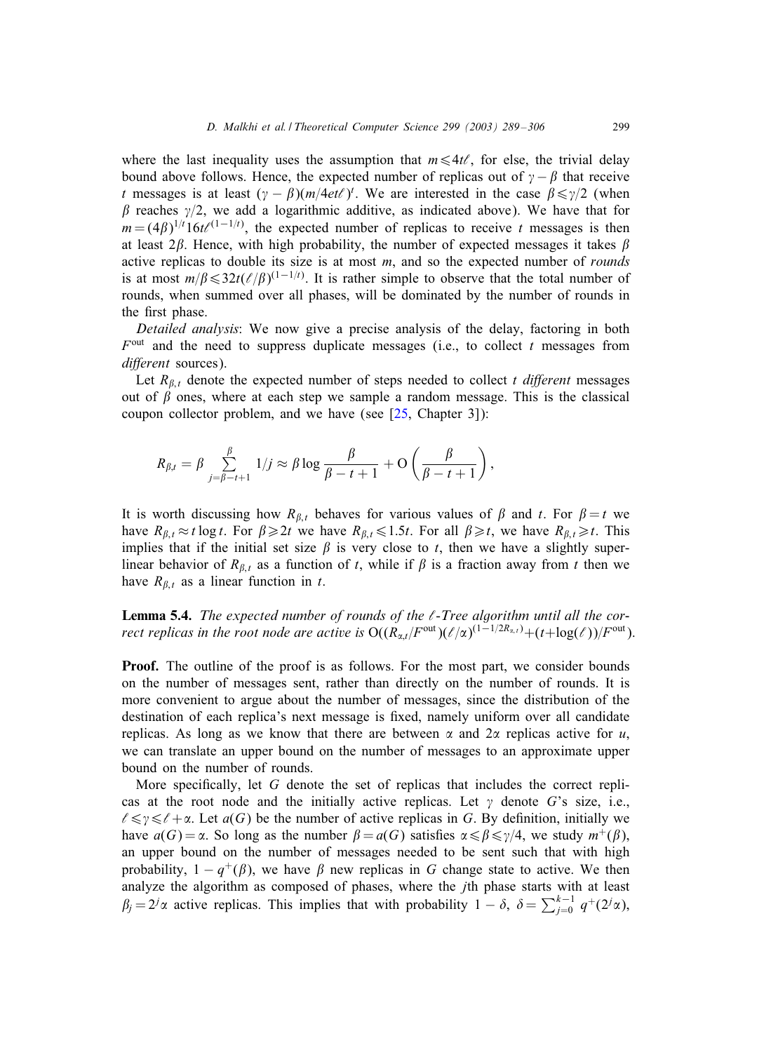where the last inequality uses the assumption that $m \leqslant 4t\ell$, for else, the trivial delay bound above follows. Hence, the expected number of replicas out of $\gamma - \beta$ that receive $t$ messages is at least $(\gamma - \beta)(m/4et\ell)^t$. We are interested in the case $\beta \leqslant \gamma/2$ (when $\beta$ reaches $\gamma/2$, we add a logarithmic additive, as indicated above). We have that for $m = (4\beta)^{1/t} 16t\ell^{(1-1/t)}$, the expected number of replicas to receive $t$ messages is then at least $2\beta$. Hence, with high probability, the number of expected messages it takes $\beta$ active replicas to double its size is at most $m$, and so the expected number of *rounds* is at most $m/\beta \leqslant 32t(\ell/\beta)^{(1-1/t)}$. It is rather simple to observe that the total number of rounds, when summed over all phases, will be dominated by the number of rounds in the first phase.

*Detailed analysis*: We now give a precise analysis of the delay, factoring in both $F^{\text{out}}$ and the need to suppress duplicate messages (i.e., to collect $t$ messages from *different* sources).

Let $R_{\beta,t}$ denote the expected number of steps needed to collect $t$ *different* messages out of $\beta$ ones, where at each step we sample a random message. This is the classical coupon collector problem, and we have (see [25, Chapter 3]):

$$R_{\beta,t} = \beta \sum_{j=\beta-t+1}^{\beta} 1/j \approx \beta \log \frac{\beta}{\beta - t + 1} + \mathrm{O}\left(\frac{\beta}{\beta - t + 1}\right),$$

It is worth discussing how $R_{\beta,t}$ behaves for various values of $\beta$ and $t$. For $\beta = t$ we have $R_{\beta,t} \approx t \log t$. For $\beta \geqslant 2t$ we have $R_{\beta,t} \leqslant 1.5t$. For all $\beta \geqslant t$, we have $R_{\beta,t} \geqslant t$. This implies that if the initial set size $\beta$ is very close to $t$, then we have a slightly super-linear behavior of $R_{\beta,t}$ as a function of $t$, while if $\beta$ is a fraction away from $t$ then we have $R_{\beta,t}$ as a linear function in $t$.

**Lemma 5.4.** *The expected number of rounds of the $\ell$-Tree algorithm until all the correct replicas in the root node are active is* $\mathrm{O}((R_{\alpha,t}/F^{\text{out}})(\ell/\alpha)^{(1-1/2R_{\alpha,t})} + (t + \log(\ell))/F^{\text{out}})$.

**Proof.** The outline of the proof is as follows. For the most part, we consider bounds on the number of messages sent, rather than directly on the number of rounds. It is more convenient to argue about the number of messages, since the distribution of the destination of each replica's next message is fixed, namely uniform over all candidate replicas. As long as we know that there are between $\alpha$ and $2\alpha$ replicas active for $u$, we can translate an upper bound on the number of messages to an approximate upper bound on the number of rounds.

More specifically, let $G$ denote the set of replicas that includes the correct replicas at the root node and the initially active replicas. Let $\gamma$ denote $G$'s size, i.e., $\ell \leqslant \gamma \leqslant \ell + \alpha$. Let $a(G)$ be the number of active replicas in $G$. By definition, initially we have $a(G) = \alpha$. So long as the number $\beta = a(G)$ satisfies $\alpha \leqslant \beta \leqslant \gamma/4$, we study $m^+(\beta)$, an upper bound on the number of messages needed to be sent such that with high probability, $1 - q^+(\beta)$, we have $\beta$ new replicas in $G$ change state to active. We then analyze the algorithm as composed of phases, where the $j$th phase starts with at least $\beta_j = 2^j \alpha$ active replicas. This implies that with probability $1 - \delta$, $\delta = \sum_{j=0}^{k-1} q^+(2^j \alpha)$,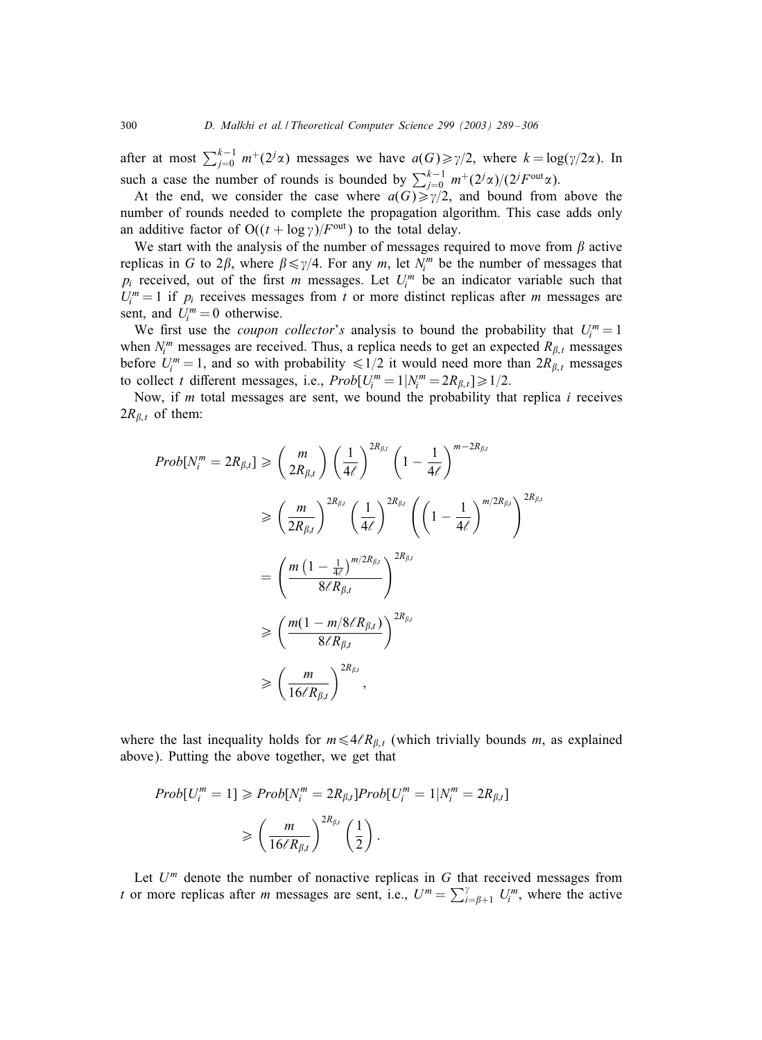after at most $\sum_{j=0}^{k-1} m^+(2^j\alpha)$ messages we have $a(G) \geqslant \gamma/2$, where $k = \log(\gamma/2\alpha)$. In such a case the number of rounds is bounded by $\sum_{j=0}^{k-1} m^+(2^j\alpha)/(2^j F^{\text{out}}\alpha)$.

At the end, we consider the case where $a(G) \geqslant \gamma/2$, and bound from above the number of rounds needed to complete the propagation algorithm. This case adds only an additive factor of $O((t + \log\gamma)/F^{\text{out}})$ to the total delay.

We start with the analysis of the number of messages required to move from $\beta$ active replicas in $G$ to $2\beta$, where $\beta \leqslant \gamma/4$. For any $m$, let $N_i^m$ be the number of messages that $p_i$ received, out of the first $m$ messages. Let $U_i^m$ be an indicator variable such that $U_i^m = 1$ if $p_i$ receives messages from $t$ or more distinct replicas after $m$ messages are sent, and $U_i^m = 0$ otherwise.

We first use the *coupon collector's* analysis to bound the probability that $U_i^m = 1$ when $N_i^m$ messages are received. Thus, a replica needs to get an expected $R_{\beta,t}$ messages before $U_i^m = 1$, and so with probability $\leqslant 1/2$ it would need more than $2R_{\beta,t}$ messages to collect $t$ different messages, i.e., $Prob[U_i^m = 1 | N_i^m = 2R_{\beta,t}] \geqslant 1/2$.

Now, if $m$ total messages are sent, we bound the probability that replica $i$ receives $2R_{\beta,t}$ of them:

$$
\begin{aligned}
Prob[N_i^m = 2R_{\beta,t}] &\geqslant \binom{m}{2R_{\beta,t}} \left(\frac{1}{4\ell}\right)^{2R_{\beta,t}} \left(1 - \frac{1}{4\ell}\right)^{m - 2R_{\beta,t}} \\
&\geqslant \left(\frac{m}{2R_{\beta,t}}\right)^{2R_{\beta,t}} \left(\frac{1}{4\ell}\right)^{2R_{\beta,t}} \left(\left(1 - \frac{1}{4\ell}\right)^{m/2R_{\beta,t}}\right)^{2R_{\beta,t}} \\
&= \left(\frac{m\left(1 - \frac{1}{4\ell}\right)^{m/2R_{\beta,t}}}{8\ell R_{\beta,t}}\right)^{2R_{\beta,t}} \\
&\geqslant \left(\frac{m(1 - m/8\ell R_{\beta,t})}{8\ell R_{\beta,t}}\right)^{2R_{\beta,t}} \\
&\geqslant \left(\frac{m}{16\ell R_{\beta,t}}\right)^{2R_{\beta,t}},
\end{aligned}
$$

where the last inequality holds for $m \leqslant 4\ell R_{\beta,t}$ (which trivially bounds $m$, as explained above). Putting the above together, we get that

$$
\begin{aligned}
Prob[U_i^m = 1] &\geqslant Prob[N_i^m = 2R_{\beta,t}] Prob[U_i^m = 1 | N_i^m = 2R_{\beta,t}] \\
&\geqslant \left(\frac{m}{16\ell R_{\beta,t}}\right)^{2R_{\beta,t}} \left(\frac{1}{2}\right).
\end{aligned}
$$

Let $U^m$ denote the number of nonactive replicas in $G$ that received messages from $t$ or more replicas after $m$ messages are sent, i.e., $U^m = \sum_{i=\beta+1}^{\gamma} U_i^m$, where the active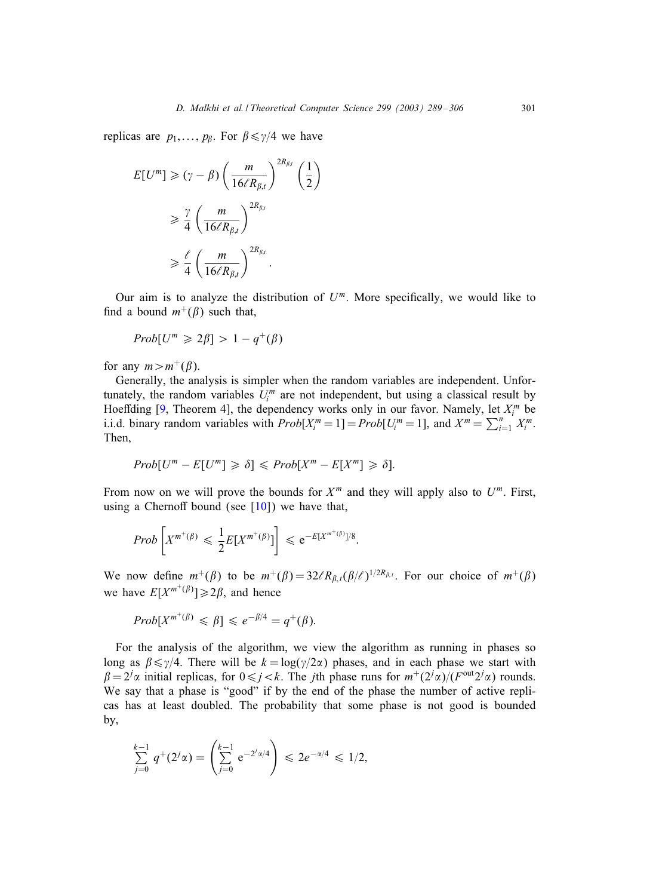replicas are $p_1, \ldots, p_\beta$. For $\beta \leqslant \gamma/4$ we have

$$
\begin{aligned}
E[U^m] &\geqslant (\gamma - \beta)\left(\frac{m}{16\ell R_{\beta,t}}\right)^{2R_{\beta,t}}\left(\frac{1}{2}\right) \\
&\geqslant \frac{\gamma}{4}\left(\frac{m}{16\ell R_{\beta,t}}\right)^{2R_{\beta,t}} \\
&\geqslant \frac{\ell}{4}\left(\frac{m}{16\ell R_{\beta,t}}\right)^{2R_{\beta,t}}.
\end{aligned}
$$

Our aim is to analyze the distribution of $U^m$. More specifically, we would like to find a bound $m^+(\beta)$ such that,

$$
Prob[U^m \geqslant 2\beta] > 1 - q^+(\beta)
$$

for any $m > m^+(\beta)$.

Generally, the analysis is simpler when the random variables are independent. Unfortunately, the random variables $U_i^m$ are not independent, but using a classical result by Hoeffding [9, Theorem 4], the dependency works only in our favor. Namely, let $X_i^m$ be i.i.d. binary random variables with $Prob[X_i^m = 1] = Prob[U_i^m = 1]$, and $X^m = \sum_{i=1}^n X_i^m$. Then,

$$
Prob[U^m - E[U^m] \geqslant \delta] \leqslant Prob[X^m - E[X^m] \geqslant \delta].
$$

From now on we will prove the bounds for $X^m$ and they will apply also to $U^m$. First, using a Chernoff bound (see [10]) we have that,

$$
Prob\left[X^{m^+(\beta)} \leqslant \frac{1}{2}E[X^{m^+(\beta)}]\right] \leqslant e^{-E[X^{m^+(\beta)}]/8}.
$$

We now define $m^+(\beta)$ to be $m^+(\beta) = 32\ell R_{\beta,t}(\beta/\ell)^{1/2R_{\beta,t}}$. For our choice of $m^+(\beta)$ we have $E[X^{m^+(\beta)}] \geqslant 2\beta$, and hence

$$
Prob[X^{m^+(\beta)} \leqslant \beta] \leqslant e^{-\beta/4} = q^+(\beta).
$$

For the analysis of the algorithm, we view the algorithm as running in phases so long as $\beta \leqslant \gamma/4$. There will be $k = \log(\gamma/2\alpha)$ phases, and in each phase we start with $\beta = 2^j\alpha$ initial replicas, for $0 \leqslant j < k$. The $j$th phase runs for $m^+(2^j\alpha)/(F^{\text{out}}2^j\alpha)$ rounds. We say that a phase is "good" if by the end of the phase the number of active replicas has at least doubled. The probability that some phase is not good is bounded by,

$$
\sum_{j=0}^{k-1} q^+(2^j\alpha) = \left(\sum_{j=0}^{k-1} e^{-2^j\alpha/4}\right) \leqslant 2e^{-\alpha/4} \leqslant 1/2,
$$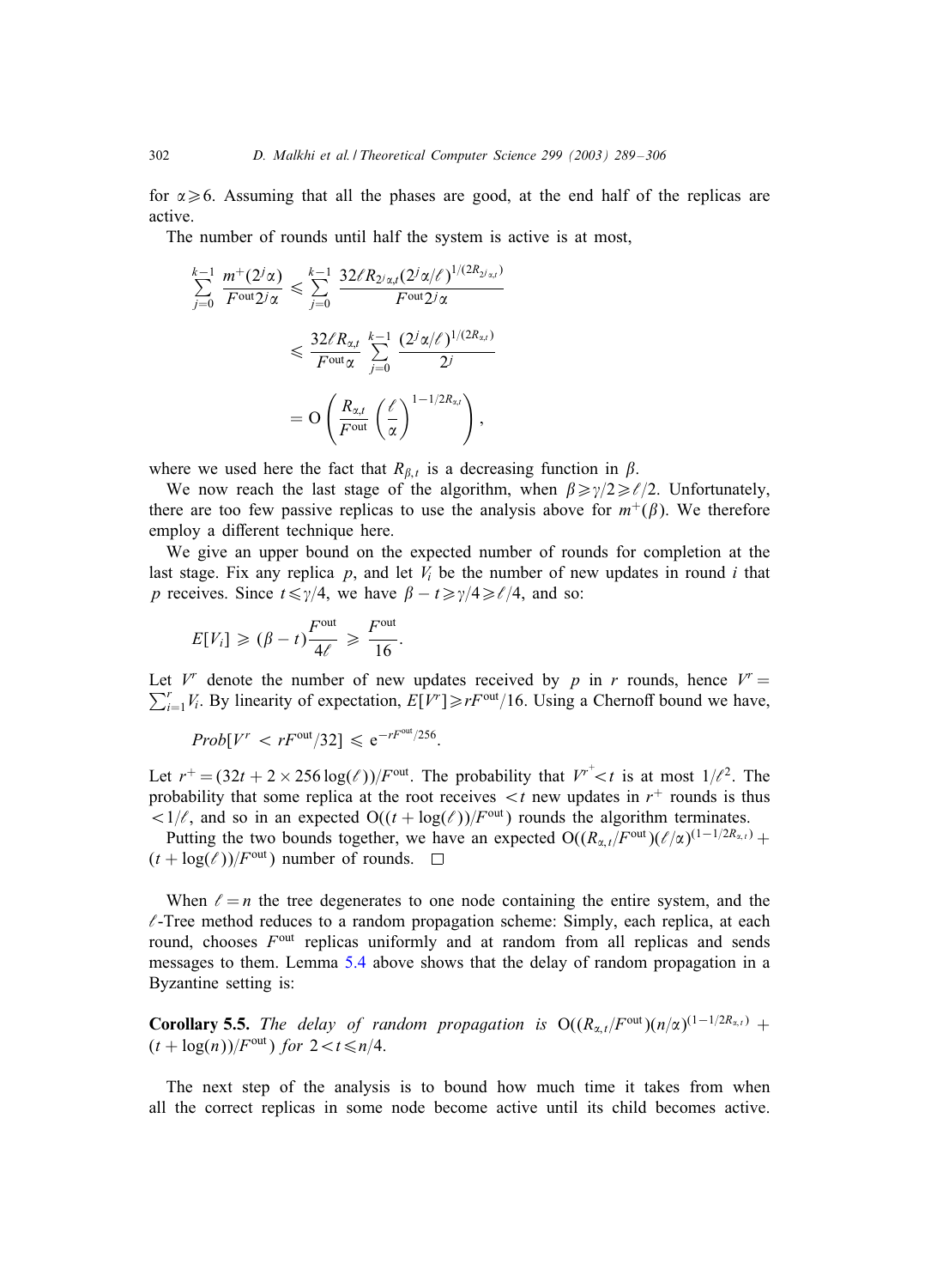for $\alpha \geqslant 6$. Assuming that all the phases are good, at the end half of the replicas are active.

The number of rounds until half the system is active is at most,

$$
\begin{aligned}
\sum_{j=0}^{k-1} \frac{m^+(2^j\alpha)}{F^{\text{out}} 2^j \alpha} &\leqslant \sum_{j=0}^{k-1} \frac{32\ell R_{2^j\alpha,t} (2^j\alpha/\ell)^{1/(2R_{2^j\alpha,t})}}{F^{\text{out}} 2^j \alpha} \\
&\leqslant \frac{32\ell R_{\alpha,t}}{F^{\text{out}}\alpha} \sum_{j=0}^{k-1} \frac{(2^j\alpha/\ell)^{1/(2R_{\alpha,t})}}{2^j} \\
&= \mathrm{O}\left( \frac{R_{\alpha,t}}{F^{\text{out}}} \left(\frac{\ell}{\alpha}\right)^{1-1/2R_{\alpha,t}} \right),
\end{aligned}
$$

where we used here the fact that $R_{\beta,t}$ is a decreasing function in $\beta$.

We now reach the last stage of the algorithm, when $\beta \geqslant \gamma/2 \geqslant \ell/2$. Unfortunately, there are too few passive replicas to use the analysis above for $m^+(\beta)$. We therefore employ a different technique here.

We give an upper bound on the expected number of rounds for completion at the last stage. Fix any replica $p$, and let $V_i$ be the number of new updates in round $i$ that $p$ receives. Since $t \leqslant \gamma/4$, we have $\beta - t \geqslant \gamma/4 \geqslant \ell/4$, and so:

$$
E[V_i] \geqslant (\beta - t)\frac{F^{\text{out}}}{4\ell} \geqslant \frac{F^{\text{out}}}{16}.
$$

Let $V^r$ denote the number of new updates received by $p$ in $r$ rounds, hence $V^r = \sum_{i=1}^{r} V_i$. By linearity of expectation, $E[V^r] \geqslant rF^{\text{out}}/16$. Using a Chernoff bound we have,

$$
Prob[V^r < rF^{\text{out}}/32] \leqslant \mathrm{e}^{-rF^{\text{out}}/256}.
$$

Let $r^+ = (32t + 2 \times 256 \log(\ell))/F^{\text{out}}$. The probability that $V^{r^+} < t$ is at most $1/\ell^2$. The probability that some replica at the root receives $< t$ new updates in $r^+$ rounds is thus $< 1/\ell$, and so in an expected $\mathrm{O}((t + \log(\ell))/F^{\text{out}})$ rounds the algorithm terminates.

Putting the two bounds together, we have an expected $\mathrm{O}((R_{\alpha,t}/F^{\text{out}})(\ell/\alpha)^{(1-1/2R_{\alpha,t})} + (t + \log(\ell))/F^{\text{out}})$ number of rounds. □

When $\ell = n$ the tree degenerates to one node containing the entire system, and the $\ell$-Tree method reduces to a random propagation scheme: Simply, each replica, at each round, chooses $F^{\text{out}}$ replicas uniformly and at random from all replicas and sends messages to them. Lemma 5.4 above shows that the delay of random propagation in a Byzantine setting is:

**Corollary 5.5.** *The delay of random propagation is* $\mathrm{O}((R_{\alpha,t}/F^{\text{out}})(n/\alpha)^{(1-1/2R_{\alpha,t})} + (t + \log(n))/F^{\text{out}})$ *for* $2 < t \leqslant n/4$.

The next step of the analysis is to bound how much time it takes from when all the correct replicas in some node become active until its child becomes active.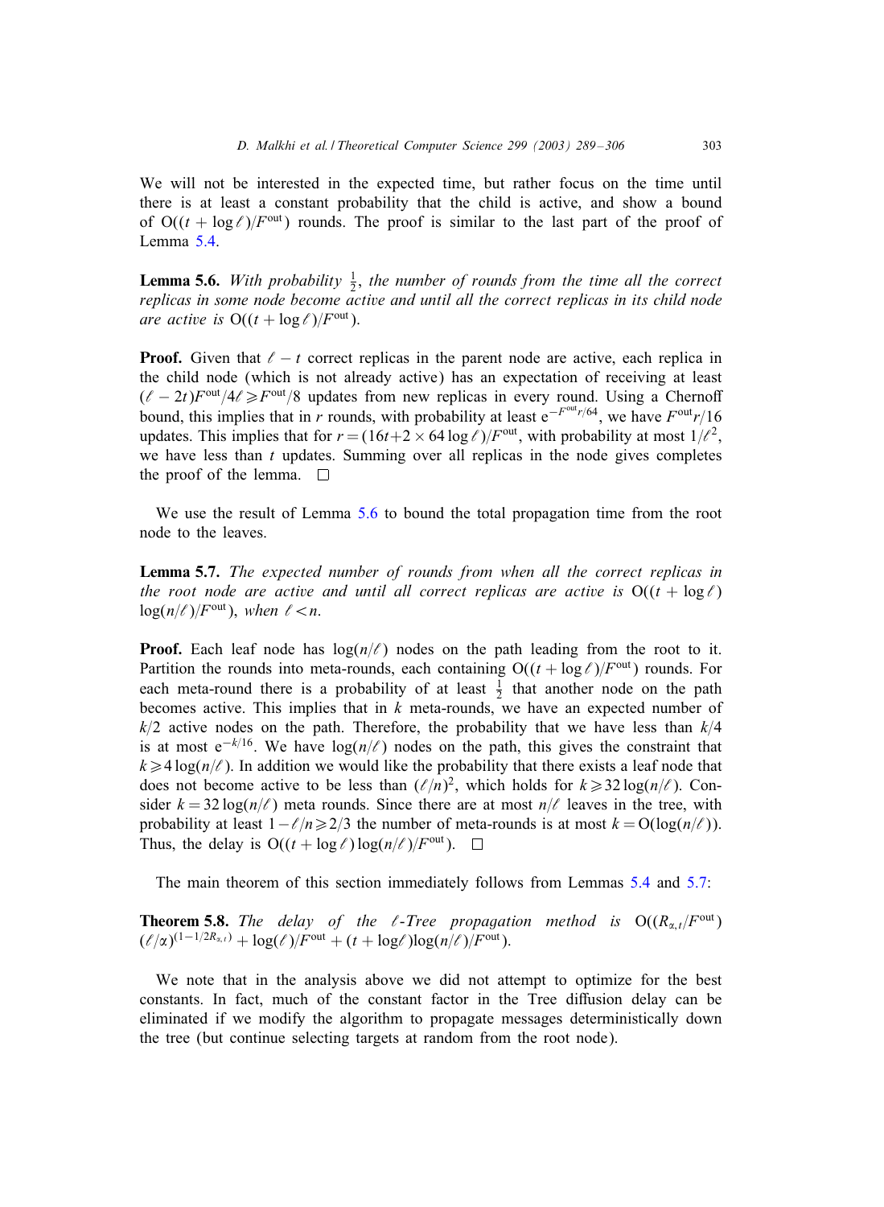We will not be interested in the expected time, but rather focus on the time until there is at least a constant probability that the child is active, and show a bound of $O((t + \log \ell)/F^{\text{out}})$ rounds. The proof is similar to the last part of the proof of Lemma 5.4.

**Lemma 5.6.** *With probability $\frac{1}{2}$, the number of rounds from the time all the correct replicas in some node become active and until all the correct replicas in its child node are active is $O((t + \log \ell)/F^{\text{out}})$.*

**Proof.** Given that $\ell - t$ correct replicas in the parent node are active, each replica in the child node (which is not already active) has an expectation of receiving at least $(\ell - 2t)F^{\text{out}}/4\ell \geqslant F^{\text{out}}/8$ updates from new replicas in every round. Using a Chernoff bound, this implies that in $r$ rounds, with probability at least $e^{-F^{\text{out}}r/64}$, we have $F^{\text{out}}r/16$ updates. This implies that for $r = (16t + 2 \times 64 \log \ell)/F^{\text{out}}$, with probability at most $1/\ell^2$, we have less than $t$ updates. Summing over all replicas in the node gives completes the proof of the lemma. $\square$

We use the result of Lemma 5.6 to bound the total propagation time from the root node to the leaves.

**Lemma 5.7.** *The expected number of rounds from when all the correct replicas in the root node are active and until all correct replicas are active is $O((t + \log \ell) \log(n/\ell)/F^{\text{out}})$, when $\ell < n$.*

**Proof.** Each leaf node has $\log(n/\ell)$ nodes on the path leading from the root to it. Partition the rounds into meta-rounds, each containing $O((t + \log \ell)/F^{\text{out}})$ rounds. For each meta-round there is a probability of at least $\frac{1}{2}$ that another node on the path becomes active. This implies that in $k$ meta-rounds, we have an expected number of $k/2$ active nodes on the path. Therefore, the probability that we have less than $k/4$ is at most $e^{-k/16}$. We have $\log(n/\ell)$ nodes on the path, this gives the constraint that $k \geqslant 4 \log(n/\ell)$. In addition we would like the probability that there exists a leaf node that does not become active to be less than $(\ell/n)^2$, which holds for $k \geqslant 32 \log(n/\ell)$. Consider $k = 32 \log(n/\ell)$ meta rounds. Since there are at most $n/\ell$ leaves in the tree, with probability at least $1 - \ell/n \geqslant 2/3$ the number of meta-rounds is at most $k = O(\log(n/\ell))$. Thus, the delay is $O((t + \log \ell) \log(n/\ell)/F^{\text{out}})$. $\square$

The main theorem of this section immediately follows from Lemmas 5.4 and 5.7:

**Theorem 5.8.** *The delay of the $\ell$-Tree propagation method is $O((R_{\alpha,t}/F^{\text{out}})(\ell/\alpha)^{(1-1/2R_{\alpha,t})} + \log(\ell)/F^{\text{out}} + (t + \log \ell)\log(n/\ell)/F^{\text{out}})$.*

We note that in the analysis above we did not attempt to optimize for the best constants. In fact, much of the constant factor in the Tree diffusion delay can be eliminated if we modify the algorithm to propagate messages deterministically down the tree (but continue selecting targets at random from the root node).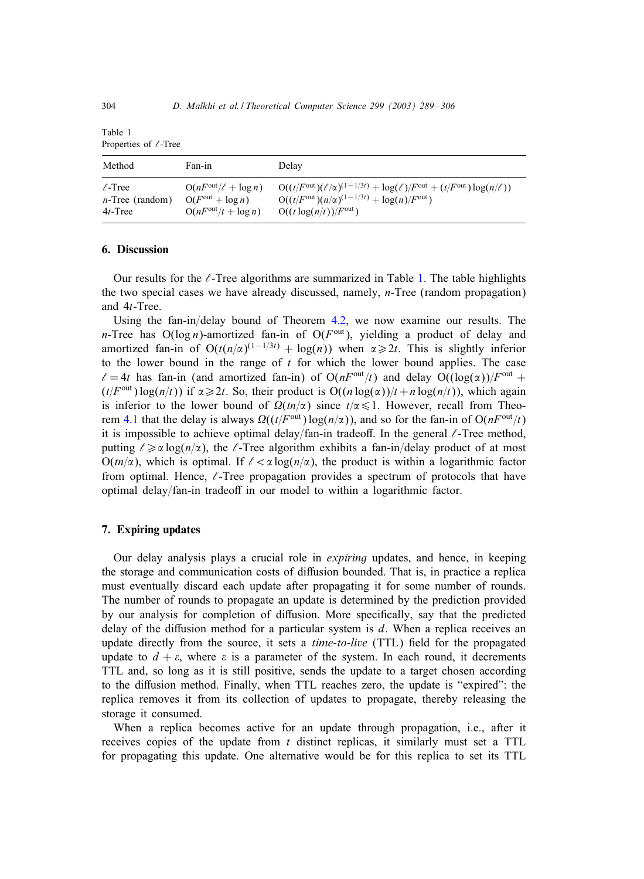Table 1
Properties of $\ell$-Tree

| Method | Fan-in | Delay |
|---|---|---|
| $\ell$-Tree | $O(nF^{out}/\ell + \log n)$ | $O((t/F^{out})(\ell/\alpha)^{(1-1/3t)} + \log(\ell)/F^{out} + (t/F^{out})\log(n/\ell))$ |
| $n$-Tree (random) | $O(F^{out} + \log n)$ | $O((t/F^{out})(n/\alpha)^{(1-1/3t)} + \log(n)/F^{out})$ |
| $4t$-Tree | $O(nF^{out}/t + \log n)$ | $O((t\log(n/t))/F^{out})$ |

## 6. Discussion

Our results for the $\ell$-Tree algorithms are summarized in Table 1. The table highlights the two special cases we have already discussed, namely, $n$-Tree (random propagation) and $4t$-Tree.

Using the fan-in/delay bound of Theorem 4.2, we now examine our results. The $n$-Tree has $O(\log n)$-amortized fan-in of $O(F^{out})$, yielding a product of delay and amortized fan-in of $O(t(n/\alpha)^{(1-1/3t)} + \log(n))$ when $\alpha \geqslant 2t$. This is slightly inferior to the lower bound in the range of $t$ for which the lower bound applies. The case $\ell = 4t$ has fan-in (and amortized fan-in) of $O(nF^{out}/t)$ and delay $O((\log(\alpha))/F^{out} + (t/F^{out})\log(n/t))$ if $\alpha \geqslant 2t$. So, their product is $O((n\log(\alpha))/t + n\log(n/t))$, which again is inferior to the lower bound of $\Omega(tn/\alpha)$ since $t/\alpha \leqslant 1$. However, recall from Theorem 4.1 that the delay is always $\Omega((t/F^{out})\log(n/\alpha))$, and so for the fan-in of $O(nF^{out}/t)$ it is impossible to achieve optimal delay/fan-in tradeoff. In the general $\ell$-Tree method, putting $\ell \geqslant \alpha\log(n/\alpha)$, the $\ell$-Tree algorithm exhibits a fan-in/delay product of at most $O(tn/\alpha)$, which is optimal. If $\ell < \alpha\log(n/\alpha)$, the product is within a logarithmic factor from optimal. Hence, $\ell$-Tree propagation provides a spectrum of protocols that have optimal delay/fan-in tradeoff in our model to within a logarithmic factor.

## 7. Expiring updates

Our delay analysis plays a crucial role in *expiring* updates, and hence, in keeping the storage and communication costs of diffusion bounded. That is, in practice a replica must eventually discard each update after propagating it for some number of rounds. The number of rounds to propagate an update is determined by the prediction provided by our analysis for completion of diffusion. More specifically, say that the predicted delay of the diffusion method for a particular system is $d$. When a replica receives an update directly from the source, it sets a *time-to-live* (TTL) field for the propagated update to $d + \varepsilon$, where $\varepsilon$ is a parameter of the system. In each round, it decrements TTL and, so long as it is still positive, sends the update to a target chosen according to the diffusion method. Finally, when TTL reaches zero, the update is "expired": the replica removes it from its collection of updates to propagate, thereby releasing the storage it consumed.

When a replica becomes active for an update through propagation, i.e., after it receives copies of the update from $t$ distinct replicas, it similarly must set a TTL for propagating this update. One alternative would be for this replica to set its TTL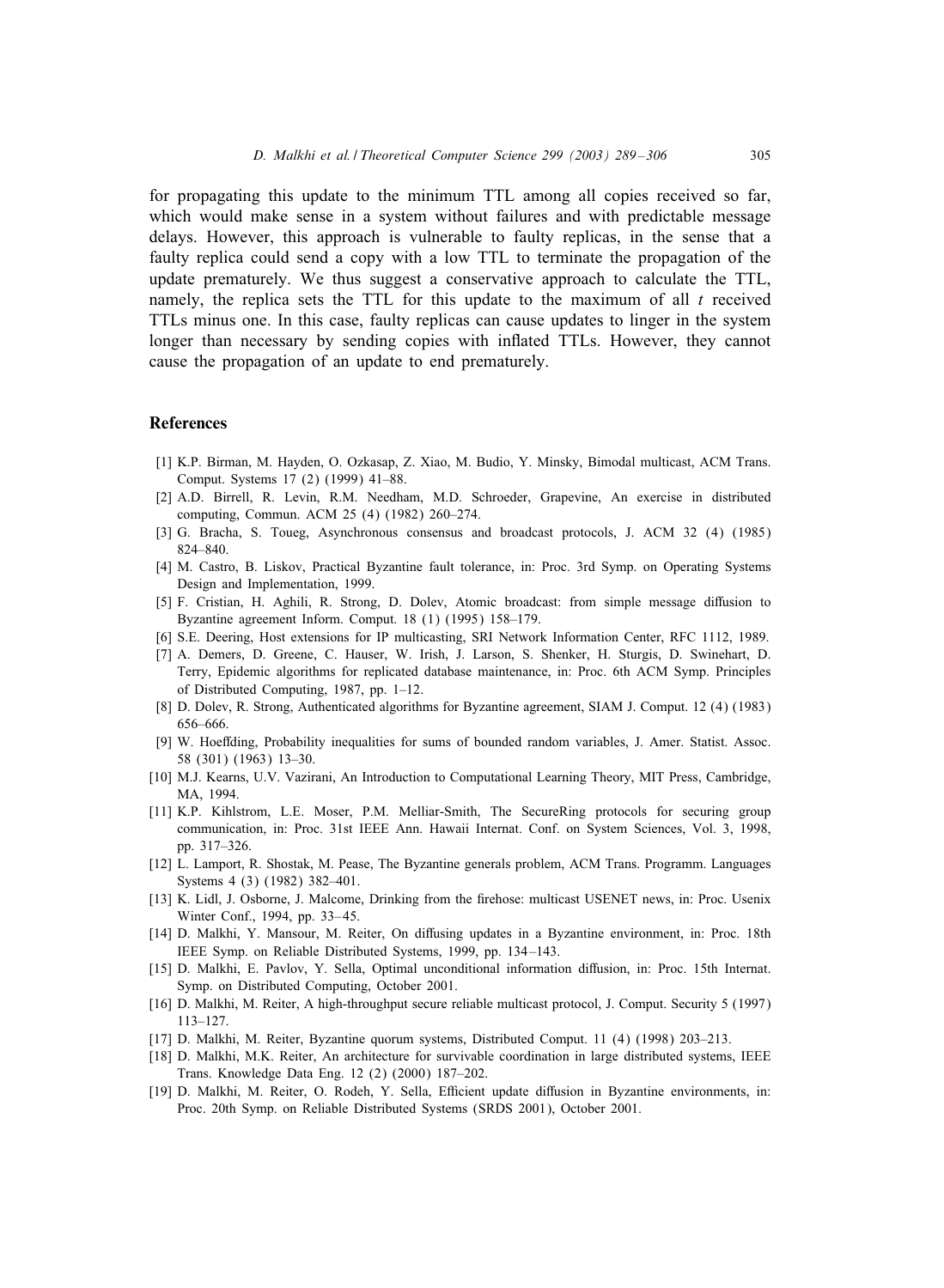for propagating this update to the minimum TTL among all copies received so far, which would make sense in a system without failures and with predictable message delays. However, this approach is vulnerable to faulty replicas, in the sense that a faulty replica could send a copy with a low TTL to terminate the propagation of the update prematurely. We thus suggest a conservative approach to calculate the TTL, namely, the replica sets the TTL for this update to the maximum of all $t$ received TTLs minus one. In this case, faulty replicas can cause updates to linger in the system longer than necessary by sending copies with inflated TTLs. However, they cannot cause the propagation of an update to end prematurely.

## References

[1] K.P. Birman, M. Hayden, O. Ozkasap, Z. Xiao, M. Budio, Y. Minsky, Bimodal multicast, ACM Trans. Comput. Systems 17 (2) (1999) 41–88.

[2] A.D. Birrell, R. Levin, R.M. Needham, M.D. Schroeder, Grapevine, An exercise in distributed computing, Commun. ACM 25 (4) (1982) 260–274.

[3] G. Bracha, S. Toueg, Asynchronous consensus and broadcast protocols, J. ACM 32 (4) (1985) 824–840.

[4] M. Castro, B. Liskov, Practical Byzantine fault tolerance, in: Proc. 3rd Symp. on Operating Systems Design and Implementation, 1999.

[5] F. Cristian, H. Aghili, R. Strong, D. Dolev, Atomic broadcast: from simple message diffusion to Byzantine agreement Inform. Comput. 18 (1) (1995) 158–179.

[6] S.E. Deering, Host extensions for IP multicasting, SRI Network Information Center, RFC 1112, 1989.

[7] A. Demers, D. Greene, C. Hauser, W. Irish, J. Larson, S. Shenker, H. Sturgis, D. Swinehart, D. Terry, Epidemic algorithms for replicated database maintenance, in: Proc. 6th ACM Symp. Principles of Distributed Computing, 1987, pp. 1–12.

[8] D. Dolev, R. Strong, Authenticated algorithms for Byzantine agreement, SIAM J. Comput. 12 (4) (1983) 656–666.

[9] W. Hoeffding, Probability inequalities for sums of bounded random variables, J. Amer. Statist. Assoc. 58 (301) (1963) 13–30.

[10] M.J. Kearns, U.V. Vazirani, An Introduction to Computational Learning Theory, MIT Press, Cambridge, MA, 1994.

[11] K.P. Kihlstrom, L.E. Moser, P.M. Melliar-Smith, The SecureRing protocols for securing group communication, in: Proc. 31st IEEE Ann. Hawaii Internat. Conf. on System Sciences, Vol. 3, 1998, pp. 317–326.

[12] L. Lamport, R. Shostak, M. Pease, The Byzantine generals problem, ACM Trans. Programm. Languages Systems 4 (3) (1982) 382–401.

[13] K. Lidl, J. Osborne, J. Malcome, Drinking from the firehose: multicast USENET news, in: Proc. Usenix Winter Conf., 1994, pp. 33–45.

[14] D. Malkhi, Y. Mansour, M. Reiter, On diffusing updates in a Byzantine environment, in: Proc. 18th IEEE Symp. on Reliable Distributed Systems, 1999, pp. 134–143.

[15] D. Malkhi, E. Pavlov, Y. Sella, Optimal unconditional information diffusion, in: Proc. 15th Internat. Symp. on Distributed Computing, October 2001.

[16] D. Malkhi, M. Reiter, A high-throughput secure reliable multicast protocol, J. Comput. Security 5 (1997) 113–127.

[17] D. Malkhi, M. Reiter, Byzantine quorum systems, Distributed Comput. 11 (4) (1998) 203–213.

[18] D. Malkhi, M.K. Reiter, An architecture for survivable coordination in large distributed systems, IEEE Trans. Knowledge Data Eng. 12 (2) (2000) 187–202.

[19] D. Malkhi, M. Reiter, O. Rodeh, Y. Sella, Efficient update diffusion in Byzantine environments, in: Proc. 20th Symp. on Reliable Distributed Systems (SRDS 2001), October 2001.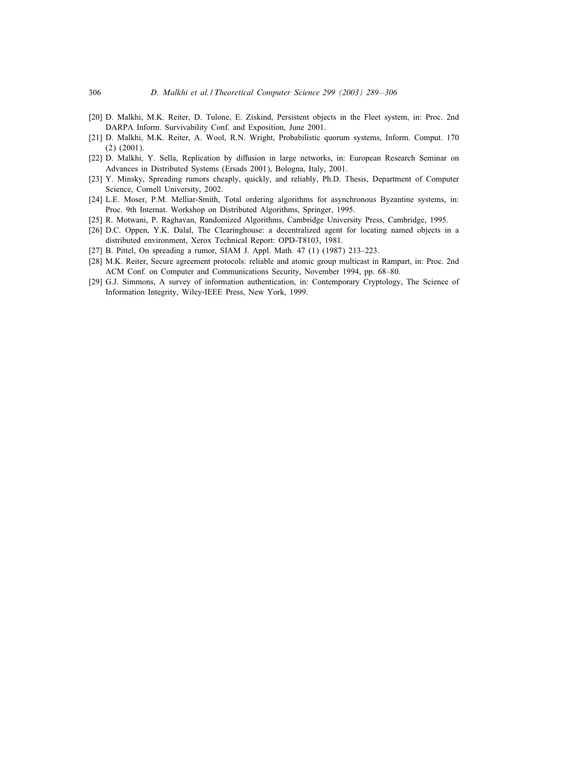[20] D. Malkhi, M.K. Reiter, D. Tulone, E. Ziskind, Persistent objects in the Fleet system, in: Proc. 2nd DARPA Inform. Survivability Conf. and Exposition, June 2001.

[21] D. Malkhi, M.K. Reiter, A. Wool, R.N. Wright, Probabilistic quorum systems, Inform. Comput. 170 (2) (2001).

[22] D. Malkhi, Y. Sella, Replication by diffusion in large networks, in: European Research Seminar on Advances in Distributed Systems (Ersads 2001), Bologna, Italy, 2001.

[23] Y. Minsky, Spreading rumors cheaply, quickly, and reliably, Ph.D. Thesis, Department of Computer Science, Cornell University, 2002.

[24] L.E. Moser, P.M. Melliar-Smith, Total ordering algorithms for asynchronous Byzantine systems, in: Proc. 9th Internat. Workshop on Distributed Algorithms, Springer, 1995.

[25] R. Motwani, P. Raghavan, Randomized Algorithms, Cambridge University Press, Cambridge, 1995.

[26] D.C. Oppen, Y.K. Dalal, The Clearinghouse: a decentralized agent for locating named objects in a distributed environment, Xerox Technical Report: OPD-T8103, 1981.

[27] B. Pittel, On spreading a rumor, SIAM J. Appl. Math. 47 (1) (1987) 213–223.

[28] M.K. Reiter, Secure agreement protocols: reliable and atomic group multicast in Rampart, in: Proc. 2nd ACM Conf. on Computer and Communications Security, November 1994, pp. 68–80.

[29] G.J. Simmons, A survey of information authentication, in: Contemporary Cryptology, The Science of Information Integrity, Wiley-IEEE Press, New York, 1999.